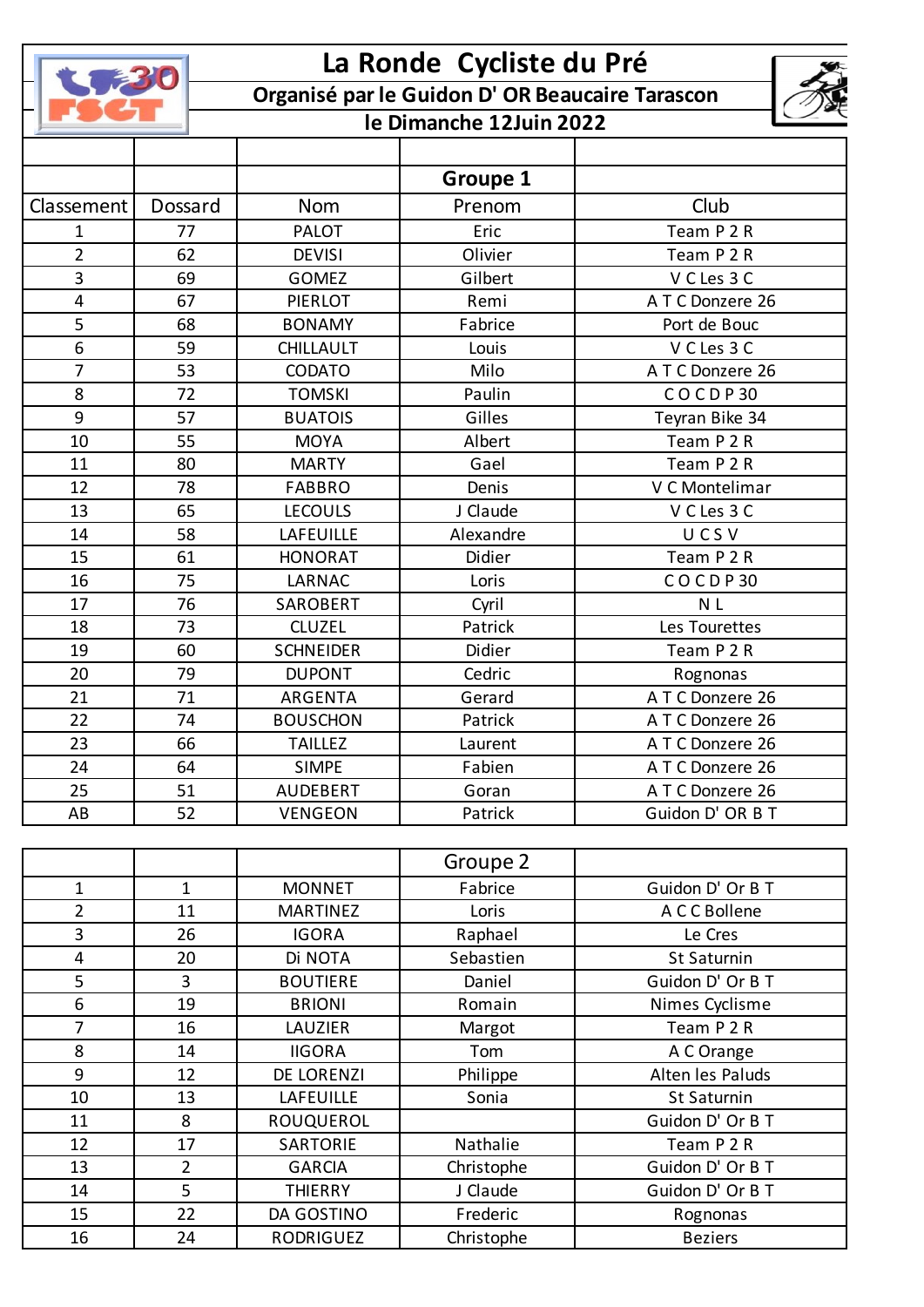# La Ronde Cycliste du Pré

## Organisé par le Guidon D' OR Beaucaire Tarascon

## le Dimanche 12Juin 2022

| | | | Groupe 1 | |
|---|---|---|---|---|
| Classement | Dossard | Nom | Prenom | Club |
| 1 | 77 | PALOT | Eric | Team P 2 R |
| 2 | 62 | DEVISI | Olivier | Team P 2 R |
| 3 | 69 | GOMEZ | Gilbert | V C Les 3 C |
| 4 | 67 | PIERLOT | Remi | A T C Donzere 26 |
| 5 | 68 | BONAMY | Fabrice | Port de Bouc |
| 6 | 59 | CHILLAULT | Louis | V C Les 3 C |
| 7 | 53 | CODATO | Milo | A T C Donzere 26 |
| 8 | 72 | TOMSKI | Paulin | C O C D P 30 |
| 9 | 57 | BUATOIS | Gilles | Teyran Bike 34 |
| 10 | 55 | MOYA | Albert | Team P 2 R |
| 11 | 80 | MARTY | Gael | Team P 2 R |
| 12 | 78 | FABBRO | Denis | V C Montelimar |
| 13 | 65 | LECOULS | J Claude | V C Les 3 C |
| 14 | 58 | LAFEUILLE | Alexandre | U C S V |
| 15 | 61 | HONORAT | Didier | Team P 2 R |
| 16 | 75 | LARNAC | Loris | C O C D P 30 |
| 17 | 76 | SAROBERT | Cyril | N L |
| 18 | 73 | CLUZEL | Patrick | Les Tourettes |
| 19 | 60 | SCHNEIDER | Didier | Team P 2 R |
| 20 | 79 | DUPONT | Cedric | Rognonas |
| 21 | 71 | ARGENTA | Gerard | A T C Donzere 26 |
| 22 | 74 | BOUSCHON | Patrick | A T C Donzere 26 |
| 23 | 66 | TAILLEZ | Laurent | A T C Donzere 26 |
| 24 | 64 | SIMPE | Fabien | A T C Donzere 26 |
| 25 | 51 | AUDEBERT | Goran | A T C Donzere 26 |
| AB | 52 | VENGEON | Patrick | Guidon D' OR B T |

| | | | Groupe 2 | |
|---|---|---|---|---|
| 1 | 1 | MONNET | Fabrice | Guidon D' Or B T |
| 2 | 11 | MARTINEZ | Loris | A C C Bollene |
| 3 | 26 | IGORA | Raphael | Le Cres |
| 4 | 20 | Di NOTA | Sebastien | St Saturnin |
| 5 | 3 | BOUTIERE | Daniel | Guidon D' Or B T |
| 6 | 19 | BRIONI | Romain | Nimes Cyclisme |
| 7 | 16 | LAUZIER | Margot | Team P 2 R |
| 8 | 14 | IIGORA | Tom | A C Orange |
| 9 | 12 | DE LORENZI | Philippe | Alten les Paluds |
| 10 | 13 | LAFEUILLE | Sonia | St Saturnin |
| 11 | 8 | ROUQUEROL | | Guidon D' Or B T |
| 12 | 17 | SARTORIE | Nathalie | Team P 2 R |
| 13 | 2 | GARCIA | Christophe | Guidon D' Or B T |
| 14 | 5 | THIERRY | J Claude | Guidon D' Or B T |
| 15 | 22 | DA GOSTINO | Frederic | Rognonas |
| 16 | 24 | RODRIGUEZ | Christophe | Beziers |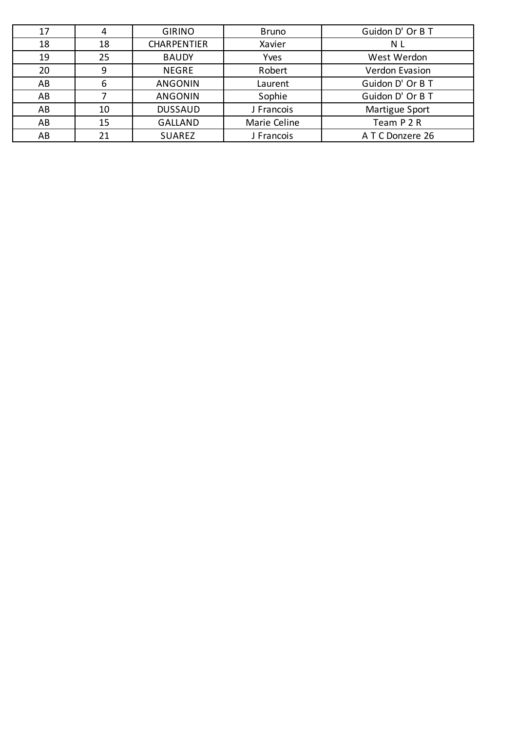| | | | | |
|---|---|---|---|---|
| 17 | 4 | GIRINO | Bruno | Guidon D' Or B T |
| 18 | 18 | CHARPENTIER | Xavier | N L |
| 19 | 25 | BAUDY | Yves | West Werdon |
| 20 | 9 | NEGRE | Robert | Verdon Evasion |
| AB | 6 | ANGONIN | Laurent | Guidon D' Or B T |
| AB | 7 | ANGONIN | Sophie | Guidon D' Or B T |
| AB | 10 | DUSSAUD | J Francois | Martigue Sport |
| AB | 15 | GALLAND | Marie Celine | Team P 2 R |
| AB | 21 | SUAREZ | J Francois | A T C Donzere 26 |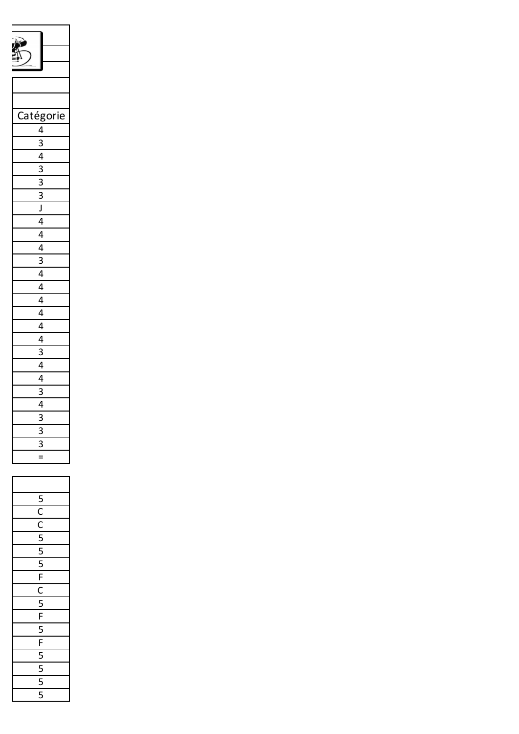| Catégorie |
| --- |
| 4 |
| 3 |
| 4 |
| 3 |
| 3 |
| 3 |
| J |
| 4 |
| 4 |
| 4 |
| 3 |
| 4 |
| 4 |
| 4 |
| 4 |
| 4 |
| 4 |
| 3 |
| 4 |
| 4 |
| 3 |
| 4 |
| 3 |
| 3 |
| 3 |
| = |

| |
| --- |
| 5 |
| C |
| C |
| 5 |
| 5 |
| 5 |
| F |
| C |
| 5 |
| F |
| 5 |
| F |
| 5 |
| 5 |
| 5 |
| 5 |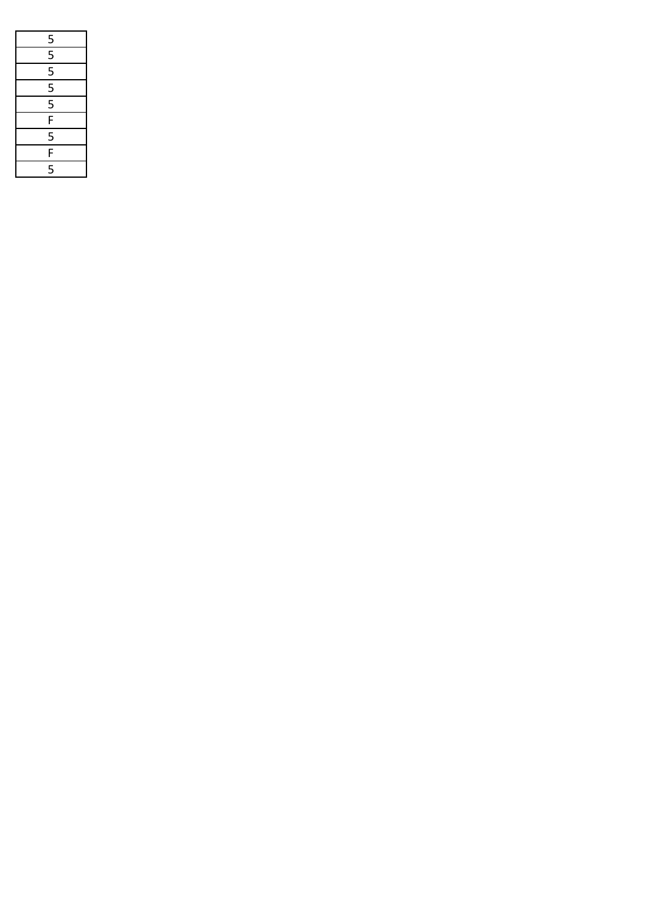| |
|---|
| 5 |
| 5 |
| 5 |
| 5 |
| 5 |
| F |
| 5 |
| F |
| 5 |